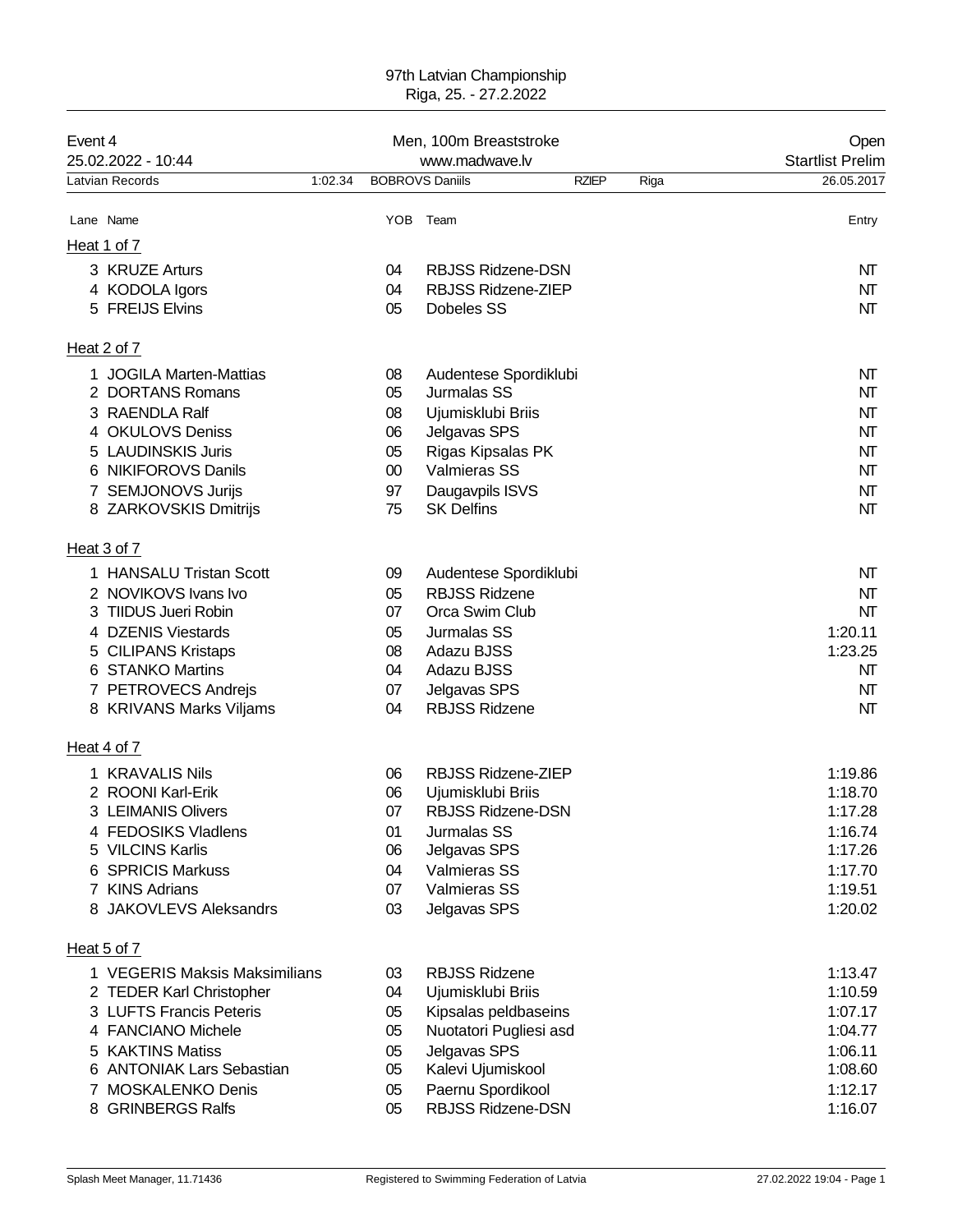97th Latvian Championship
Riga, 25. - 27.2.2022

| Event 4 | Men, 100m Breaststroke | Open |
|---|---|---|
| 25.02.2022 - 10:44 | www.madwave.lv | Startlist Prelim |

| Latvian Records | 1:02.34 | BOBROVS Daniils | RZIEP | Riga | 26.05.2017 |
|---|---|---|---|---|---|

## Heat 1 of 7

| Lane | Name | YOB | Team | Entry |
|---|---|---|---|---|
| 3 | KRUZE Arturs | 04 | RBJSS Ridzene-DSN | NT |
| 4 | KODOLA Igors | 04 | RBJSS Ridzene-ZIEP | NT |
| 5 | FREIJS Elvins | 05 | Dobeles SS | NT |

## Heat 2 of 7

| Lane | Name | YOB | Team | Entry |
|---|---|---|---|---|
| 1 | JOGILA Marten-Mattias | 08 | Audentese Spordiklubi | NT |
| 2 | DORTANS Romans | 05 | Jurmalas SS | NT |
| 3 | RAENDLA Ralf | 08 | Ujumisklubi Briis | NT |
| 4 | OKULOVS Deniss | 06 | Jelgavas SPS | NT |
| 5 | LAUDINSKIS Juris | 05 | Rigas Kipsalas PK | NT |
| 6 | NIKIFOROVS Danils | 00 | Valmieras SS | NT |
| 7 | SEMJONOVS Jurijs | 97 | Daugavpils ISVS | NT |
| 8 | ZARKOVSKIS Dmitrijs | 75 | SK Delfins | NT |

## Heat 3 of 7

| Lane | Name | YOB | Team | Entry |
|---|---|---|---|---|
| 1 | HANSALU Tristan Scott | 09 | Audentese Spordiklubi | NT |
| 2 | NOVIKOVS Ivans Ivo | 05 | RBJSS Ridzene | NT |
| 3 | TIIDUS Jueri Robin | 07 | Orca Swim Club | NT |
| 4 | DZENIS Viestards | 05 | Jurmalas SS | 1:20.11 |
| 5 | CILIPANS Kristaps | 08 | Adazu BJSS | 1:23.25 |
| 6 | STANKO Martins | 04 | Adazu BJSS | NT |
| 7 | PETROVECS Andrejs | 07 | Jelgavas SPS | NT |
| 8 | KRIVANS Marks Viljams | 04 | RBJSS Ridzene | NT |

## Heat 4 of 7

| Lane | Name | YOB | Team | Entry |
|---|---|---|---|---|
| 1 | KRAVALIS Nils | 06 | RBJSS Ridzene-ZIEP | 1:19.86 |
| 2 | ROONI Karl-Erik | 06 | Ujumisklubi Briis | 1:18.70 |
| 3 | LEIMANIS Olivers | 07 | RBJSS Ridzene-DSN | 1:17.28 |
| 4 | FEDOSIKS Vladlens | 01 | Jurmalas SS | 1:16.74 |
| 5 | VILCINS Karlis | 06 | Jelgavas SPS | 1:17.26 |
| 6 | SPRICIS Markuss | 04 | Valmieras SS | 1:17.70 |
| 7 | KINS Adrians | 07 | Valmieras SS | 1:19.51 |
| 8 | JAKOVLEVS Aleksandrs | 03 | Jelgavas SPS | 1:20.02 |

## Heat 5 of 7

| Lane | Name | YOB | Team | Entry |
|---|---|---|---|---|
| 1 | VEGERIS Maksis Maksimilians | 03 | RBJSS Ridzene | 1:13.47 |
| 2 | TEDER Karl Christopher | 04 | Ujumisklubi Briis | 1:10.59 |
| 3 | LUFTS Francis Peteris | 05 | Kipsalas peldbaseins | 1:07.17 |
| 4 | FANCIANO Michele | 05 | Nuotatori Pugliesi asd | 1:04.77 |
| 5 | KAKTINS Matiss | 05 | Jelgavas SPS | 1:06.11 |
| 6 | ANTONIAK Lars Sebastian | 05 | Kalevi Ujumiskool | 1:08.60 |
| 7 | MOSKALENKO Denis | 05 | Paernu Spordikool | 1:12.17 |
| 8 | GRINBERGS Ralfs | 05 | RBJSS Ridzene-DSN | 1:16.07 |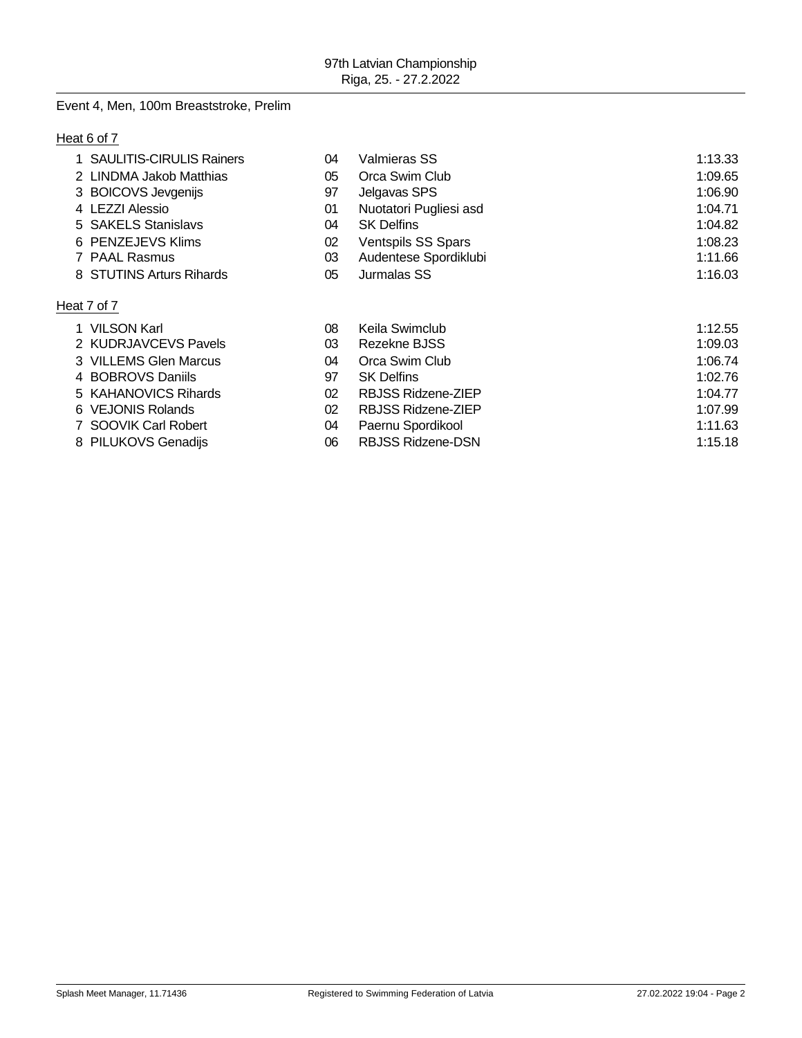97th Latvian Championship
Riga, 25. - 27.2.2022

Event 4, Men, 100m Breaststroke, Prelim

Heat 6 of 7

| | | | | |
|---|---|---|---|---|
| 1 | SAULITIS-CIRULIS Rainers | 04 | Valmieras SS | 1:13.33 |
| 2 | LINDMA Jakob Matthias | 05 | Orca Swim Club | 1:09.65 |
| 3 | BOICOVS Jevgenijs | 97 | Jelgavas SPS | 1:06.90 |
| 4 | LEZZI Alessio | 01 | Nuotatori Pugliesi asd | 1:04.71 |
| 5 | SAKELS Stanislavs | 04 | SK Delfins | 1:04.82 |
| 6 | PENZEJEVS Klims | 02 | Ventspils SS Spars | 1:08.23 |
| 7 | PAAL Rasmus | 03 | Audentese Spordiklubi | 1:11.66 |
| 8 | STUTINS Arturs Rihards | 05 | Jurmalas SS | 1:16.03 |

Heat 7 of 7

| | | | | |
|---|---|---|---|---|
| 1 | VILSON Karl | 08 | Keila Swimclub | 1:12.55 |
| 2 | KUDRJAVCEVS Pavels | 03 | Rezekne BJSS | 1:09.03 |
| 3 | VILLEMS Glen Marcus | 04 | Orca Swim Club | 1:06.74 |
| 4 | BOBROVS Daniils | 97 | SK Delfins | 1:02.76 |
| 5 | KAHANOVICS Rihards | 02 | RBJSS Ridzene-ZIEP | 1:04.77 |
| 6 | VEJONIS Rolands | 02 | RBJSS Ridzene-ZIEP | 1:07.99 |
| 7 | SOOVIK Carl Robert | 04 | Paernu Spordikool | 1:11.63 |
| 8 | PILUKOVS Genadijs | 06 | RBJSS Ridzene-DSN | 1:15.18 |